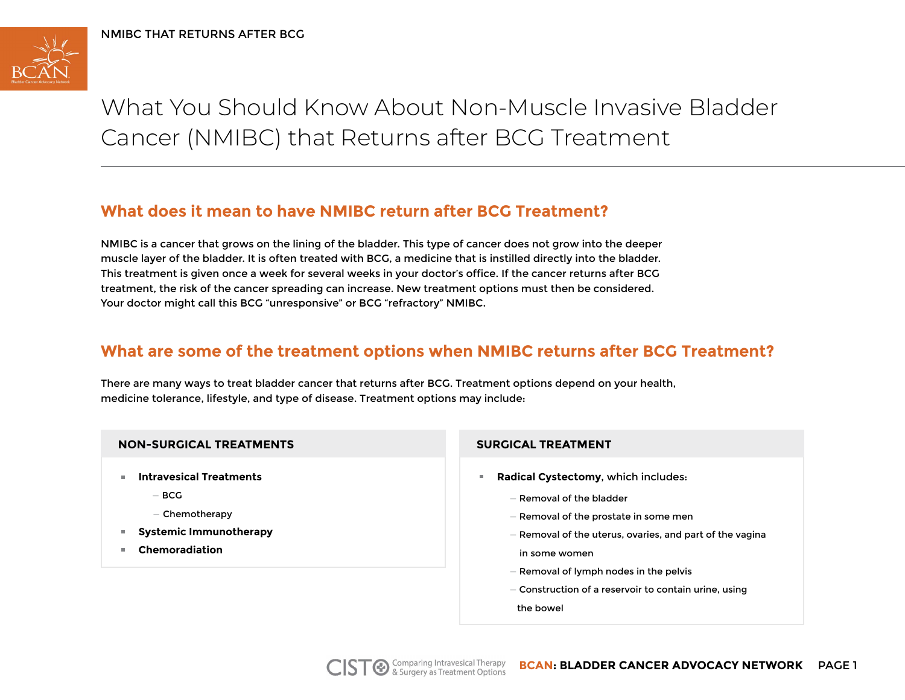# What You Should Know About Non-Muscle Invasive Bladder Cancer (NMIBC) that Returns after BCG Treatment

## What does it mean to have NMIBC return after BCG Treatment?

NMIBC is a cancer that grows on the lining of the bladder. This type of cancer does not grow into the deeper muscle layer of the bladder. It is often treated with BCG, a medicine that is instilled directly into the bladder. This treatment is given once a week for several weeks in your doctor's office. If the cancer returns after BCG treatment, the risk of the cancer spreading can increase. New treatment options must then be considered. Your doctor might call this BCG "unresponsive" or BCG "refractory" NMIBC.

## What are some of the treatment options when NMIBC returns after BCG Treatment?

There are many ways to treat bladder cancer that returns after BCG. Treatment options depend on your health, medicine tolerance, lifestyle, and type of disease. Treatment options may include:

### NON-SURGICAL TREATMENTS

- **Intravesical Treatments**
  - BCG
  - Chemotherapy
- **Systemic Immunotherapy**
- **Chemoradiation**

### SURGICAL TREATMENT

- **Radical Cystectomy**, which includes:
  - Removal of the bladder
  - Removal of the prostate in some men
  - Removal of the uterus, ovaries, and part of the vagina in some women
  - Removal of lymph nodes in the pelvis
  - Construction of a reservoir to contain urine, using the bowel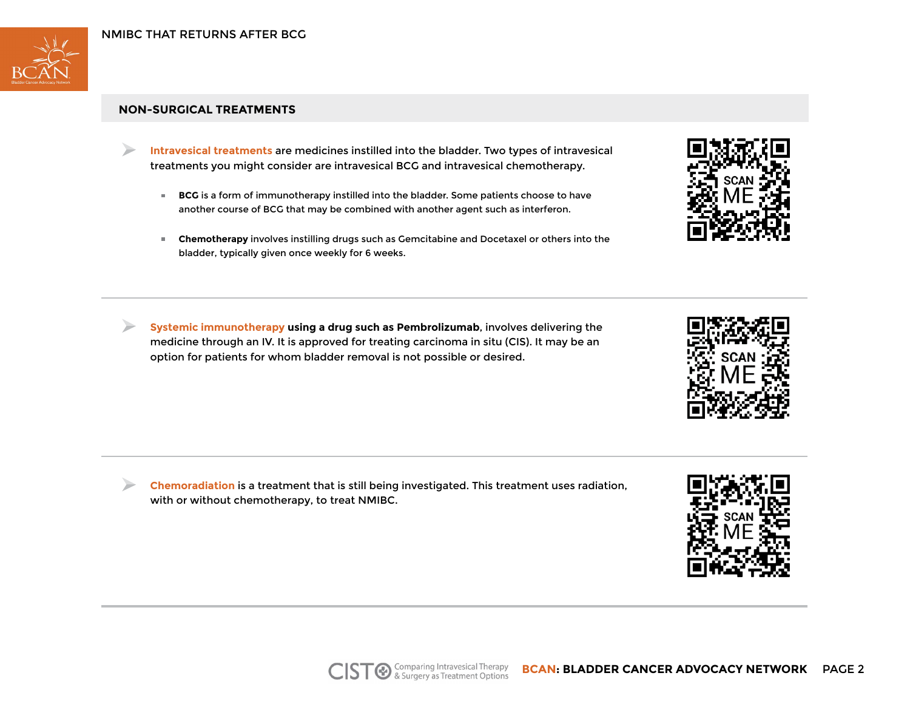## NON-SURGICAL TREATMENTS

- **Intravesical treatments** are medicines instilled into the bladder. Two types of intravesical treatments you might consider are intravesical BCG and intravesical chemotherapy.
  - **BCG** is a form of immunotherapy instilled into the bladder. Some patients choose to have another course of BCG that may be combined with another agent such as interferon.
  - **Chemotherapy** involves instilling drugs such as Gemcitabine and Docetaxel or others into the bladder, typically given once weekly for 6 weeks.

SCAN ME

---

- **Systemic immunotherapy using a drug such as Pembrolizumab**, involves delivering the medicine through an IV. It is approved for treating carcinoma in situ (CIS). It may be an option for patients for whom bladder removal is not possible or desired.

SCAN ME

---

- **Chemoradiation** is a treatment that is still being investigated. This treatment uses radiation, with or without chemotherapy, to treat NMIBC.

SCAN ME

---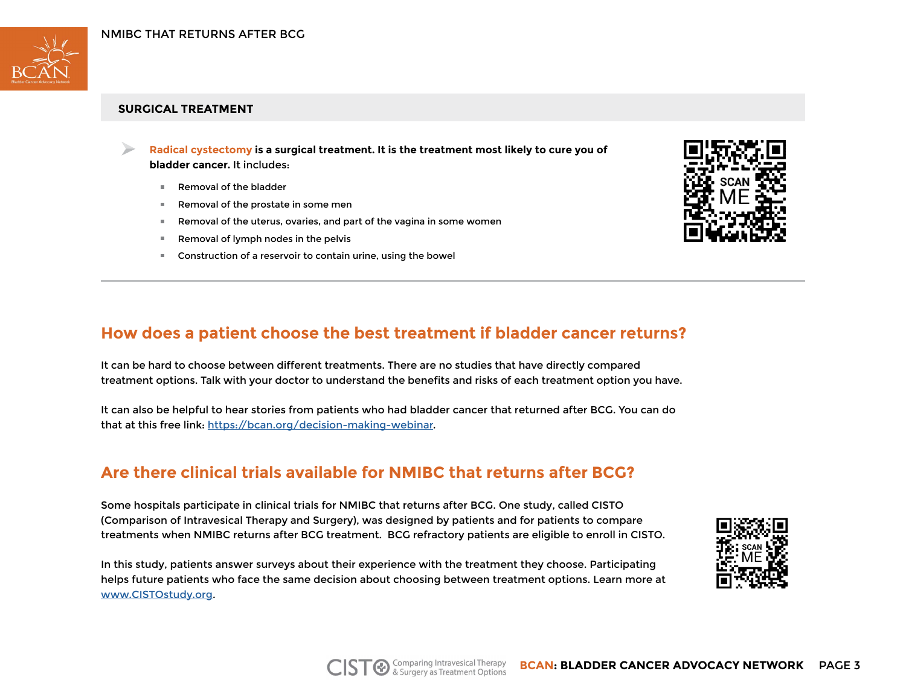## SURGICAL TREATMENT

- **Radical cystectomy is a surgical treatment. It is the treatment most likely to cure you of bladder cancer.** It includes:
  - Removal of the bladder
  - Removal of the prostate in some men
  - Removal of the uterus, ovaries, and part of the vagina in some women
  - Removal of lymph nodes in the pelvis
  - Construction of a reservoir to contain urine, using the bowel

## How does a patient choose the best treatment if bladder cancer returns?

It can be hard to choose between different treatments. There are no studies that have directly compared treatment options. Talk with your doctor to understand the benefits and risks of each treatment option you have.

It can also be helpful to hear stories from patients who had bladder cancer that returned after BCG. You can do that at this free link: https://bcan.org/decision-making-webinar.

## Are there clinical trials available for NMIBC that returns after BCG?

Some hospitals participate in clinical trials for NMIBC that returns after BCG. One study, called CISTO (Comparison of Intravesical Therapy and Surgery), was designed by patients and for patients to compare treatments when NMIBC returns after BCG treatment. BCG refractory patients are eligible to enroll in CISTO.

In this study, patients answer surveys about their experience with the treatment they choose. Participating helps future patients who face the same decision about choosing between treatment options. Learn more at www.CISTOstudy.org.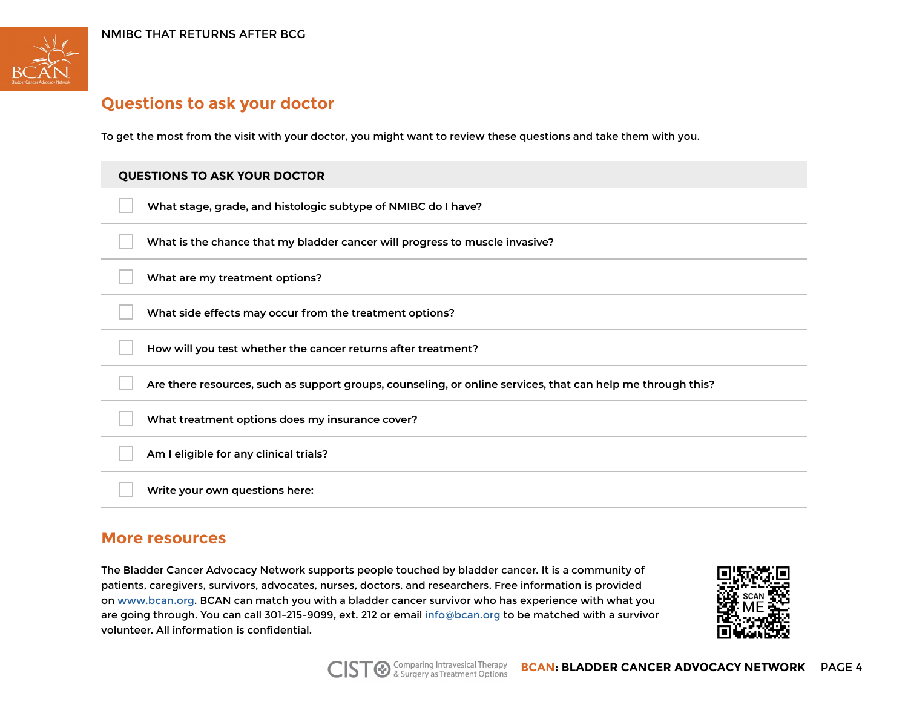## Questions to ask your doctor

To get the most from the visit with your doctor, you might want to review these questions and take them with you.

| QUESTIONS TO ASK YOUR DOCTOR |
|---|
| ☐ What stage, grade, and histologic subtype of NMIBC do I have? |
| ☐ What is the chance that my bladder cancer will progress to muscle invasive? |
| ☐ What are my treatment options? |
| ☐ What side effects may occur from the treatment options? |
| ☐ How will you test whether the cancer returns after treatment? |
| ☐ Are there resources, such as support groups, counseling, or online services, that can help me through this? |
| ☐ What treatment options does my insurance cover? |
| ☐ Am I eligible for any clinical trials? |
| ☐ Write your own questions here: |

## More resources

The Bladder Cancer Advocacy Network supports people touched by bladder cancer. It is a community of patients, caregivers, survivors, advocates, nurses, doctors, and researchers. Free information is provided on www.bcan.org. BCAN can match you with a bladder cancer survivor who has experience with what you are going through. You can call 301-215-9099, ext. 212 or email info@bcan.org to be matched with a survivor volunteer. All information is confidential.

SCAN ME

CISTO Comparing Intravesical Therapy & Surgery as Treatment Options

BCAN: BLADDER CANCER ADVOCACY NETWORK